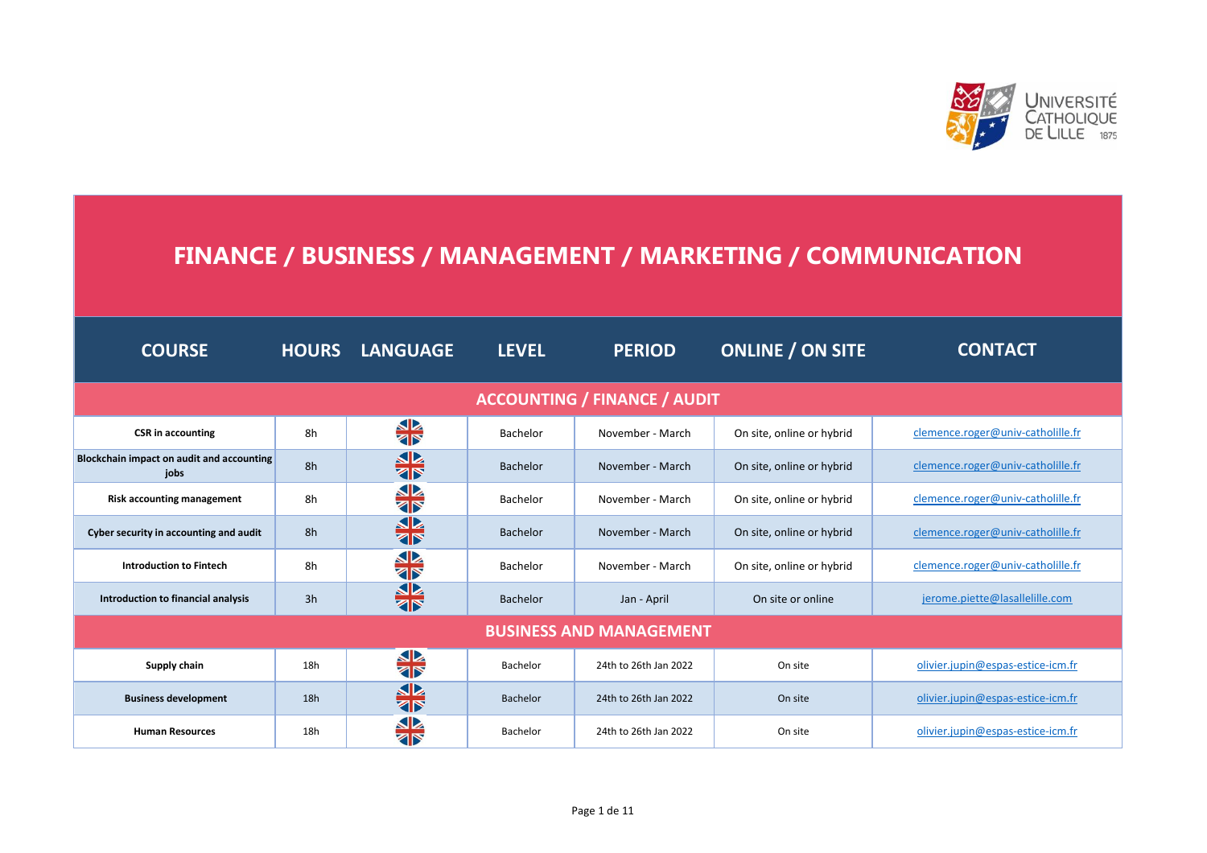# FINANCE / BUSINESS / MANAGEMENT / MARKETING / COMMUNICATION

| COURSE | HOURS | LANGUAGE | LEVEL | PERIOD | ONLINE / ON SITE | CONTACT |
|---|---|---|---|---|---|---|
| **ACCOUNTING / FINANCE / AUDIT** | | | | | | |
| **CSR in accounting** | 8h | English | Bachelor | November - March | On site, online or hybrid | clemence.roger@univ-catholille.fr |
| **Blockchain impact on audit and accounting jobs** | 8h | English | Bachelor | November - March | On site, online or hybrid | clemence.roger@univ-catholille.fr |
| **Risk accounting management** | 8h | English | Bachelor | November - March | On site, online or hybrid | clemence.roger@univ-catholille.fr |
| **Cyber security in accounting and audit** | 8h | English | Bachelor | November - March | On site, online or hybrid | clemence.roger@univ-catholille.fr |
| **Introduction to Fintech** | 8h | English | Bachelor | November - March | On site, online or hybrid | clemence.roger@univ-catholille.fr |
| **Introduction to financial analysis** | 3h | English | Bachelor | Jan - April | On site or online | jerome.piette@lasallelille.com |
| **BUSINESS AND MANAGEMENT** | | | | | | |
| **Supply chain** | 18h | English | Bachelor | 24th to 26th Jan 2022 | On site | olivier.jupin@espas-estice-icm.fr |
| **Business development** | 18h | English | Bachelor | 24th to 26th Jan 2022 | On site | olivier.jupin@espas-estice-icm.fr |
| **Human Resources** | 18h | English | Bachelor | 24th to 26th Jan 2022 | On site | olivier.jupin@espas-estice-icm.fr |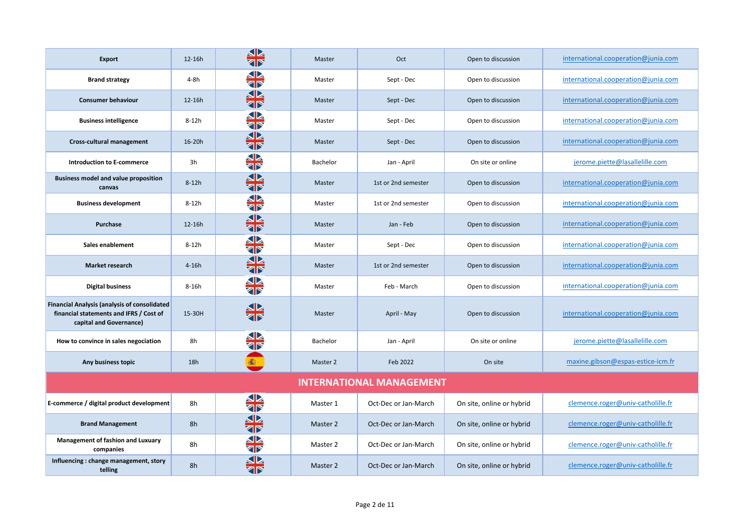| | | | | | | |
|---|---|---|---|---|---|---|
| **Export** | 12-16h | English | Master | Oct | Open to discussion | international.cooperation@junia.com |
| **Brand strategy** | 4-8h | English | Master | Sept - Dec | Open to discussion | international.cooperation@junia.com |
| **Consumer behaviour** | 12-16h | English | Master | Sept - Dec | Open to discussion | international.cooperation@junia.com |
| **Business intelligence** | 8-12h | English | Master | Sept - Dec | Open to discussion | international.cooperation@junia.com |
| **Cross-cultural management** | 16-20h | English | Master | Sept - Dec | Open to discussion | international.cooperation@junia.com |
| **Introduction to E-commerce** | 3h | English | Bachelor | Jan - April | On site or online | jerome.piette@lasallelille.com |
| **Business model and value proposition canvas** | 8-12h | English | Master | 1st or 2nd semester | Open to discussion | international.cooperation@junia.com |
| **Business development** | 8-12h | English | Master | 1st or 2nd semester | Open to discussion | international.cooperation@junia.com |
| **Purchase** | 12-16h | English | Master | Jan - Feb | Open to discussion | international.cooperation@junia.com |
| **Sales enablement** | 8-12h | English | Master | Sept - Dec | Open to discussion | international.cooperation@junia.com |
| **Market research** | 4-16h | English | Master | 1st or 2nd semester | Open to discussion | international.cooperation@junia.com |
| **Digital business** | 8-16h | English | Master | Feb - March | Open to discussion | international.cooperation@junia.com |
| **Financial Analysis (analysis of consolidated financial statements and IFRS / Cost of capital and Governance)** | 15-30H | English | Master | April - May | Open to discussion | international.cooperation@junia.com |
| **How to convince in sales negociation** | 8h | English | Bachelor | Jan - April | On site or online | jerome.piette@lasallelille.com |
| **Any business topic** | 18h | Spanish | Master 2 | Feb 2022 | On site | maxine.gibson@espas-estice-icm.fr |
| **INTERNATIONAL MANAGEMENT** | | | | | | |
| **E-commerce / digital product development** | 8h | English | Master 1 | Oct-Dec or Jan-March | On site, online or hybrid | clemence.roger@univ-catholille.fr |
| **Brand Management** | 8h | English | Master 2 | Oct-Dec or Jan-March | On site, online or hybrid | clemence.roger@univ-catholille.fr |
| **Management of fashion and Luxuary companies** | 8h | English | Master 2 | Oct-Dec or Jan-March | On site, online or hybrid | clemence.roger@univ-catholille.fr |
| **Influencing : change management, story telling** | 8h | English | Master 2 | Oct-Dec or Jan-March | On site, online or hybrid | clemence.roger@univ-catholille.fr |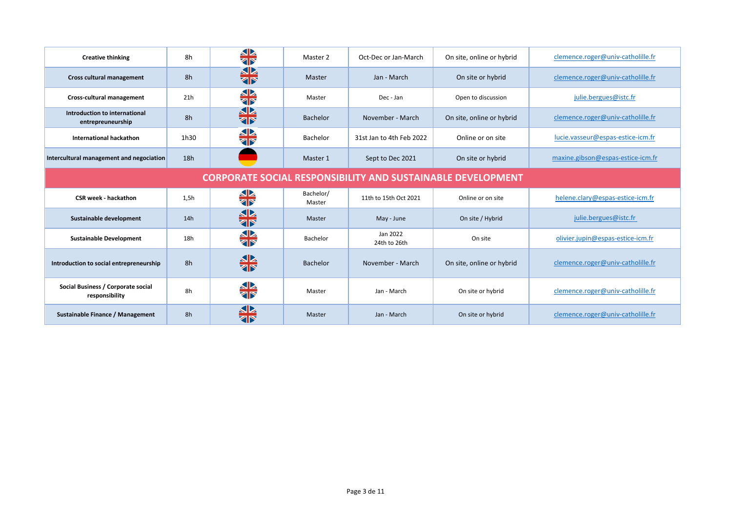| | | | | | | |
|---|---|---|---|---|---|---|
| **Creative thinking** | 8h | 🇬🇧 | Master 2 | Oct-Dec or Jan-March | On site, online or hybrid | clemence.roger@univ-catholille.fr |
| **Cross cultural management** | 8h | 🇬🇧 | Master | Jan - March | On site or hybrid | clemence.roger@univ-catholille.fr |
| **Cross-cultural management** | 21h | 🇬🇧 | Master | Dec - Jan | Open to discussion | julie.bergues@istc.fr |
| **Introduction to international entrepreuneurship** | 8h | 🇬🇧 | Bachelor | November - March | On site, online or hybrid | clemence.roger@univ-catholille.fr |
| **International hackathon** | 1h30 | 🇬🇧 | Bachelor | 31st Jan to 4th Feb 2022 | Online or on site | lucie.vasseur@espas-estice-icm.fr |
| **Intercultural management and negociation** | 18h | 🇩🇪 | Master 1 | Sept to Dec 2021 | On site or hybrid | maxine.gibson@espas-estice-icm.fr |
| **CORPORATE SOCIAL RESPONSIBILITY AND SUSTAINABLE DEVELOPMENT** | | | | | | |
| **CSR week - hackathon** | 1,5h | 🇬🇧 | Bachelor/ Master | 11th to 15th Oct 2021 | Online or on site | helene.clary@espas-estice-icm.fr |
| **Sustainable development** | 14h | 🇬🇧 | Master | May - June | On site / Hybrid | julie.bergues@istc.fr |
| **Sustainable Development** | 18h | 🇬🇧 | Bachelor | Jan 2022 24th to 26th | On site | olivier.jupin@espas-estice-icm.fr |
| **Introduction to social entrepreneurship** | 8h | 🇬🇧 | Bachelor | November - March | On site, online or hybrid | clemence.roger@univ-catholille.fr |
| **Social Business / Corporate social responsibility** | 8h | 🇬🇧 | Master | Jan - March | On site or hybrid | clemence.roger@univ-catholille.fr |
| **Sustainable Finance / Management** | 8h | 🇬🇧 | Master | Jan - March | On site or hybrid | clemence.roger@univ-catholille.fr |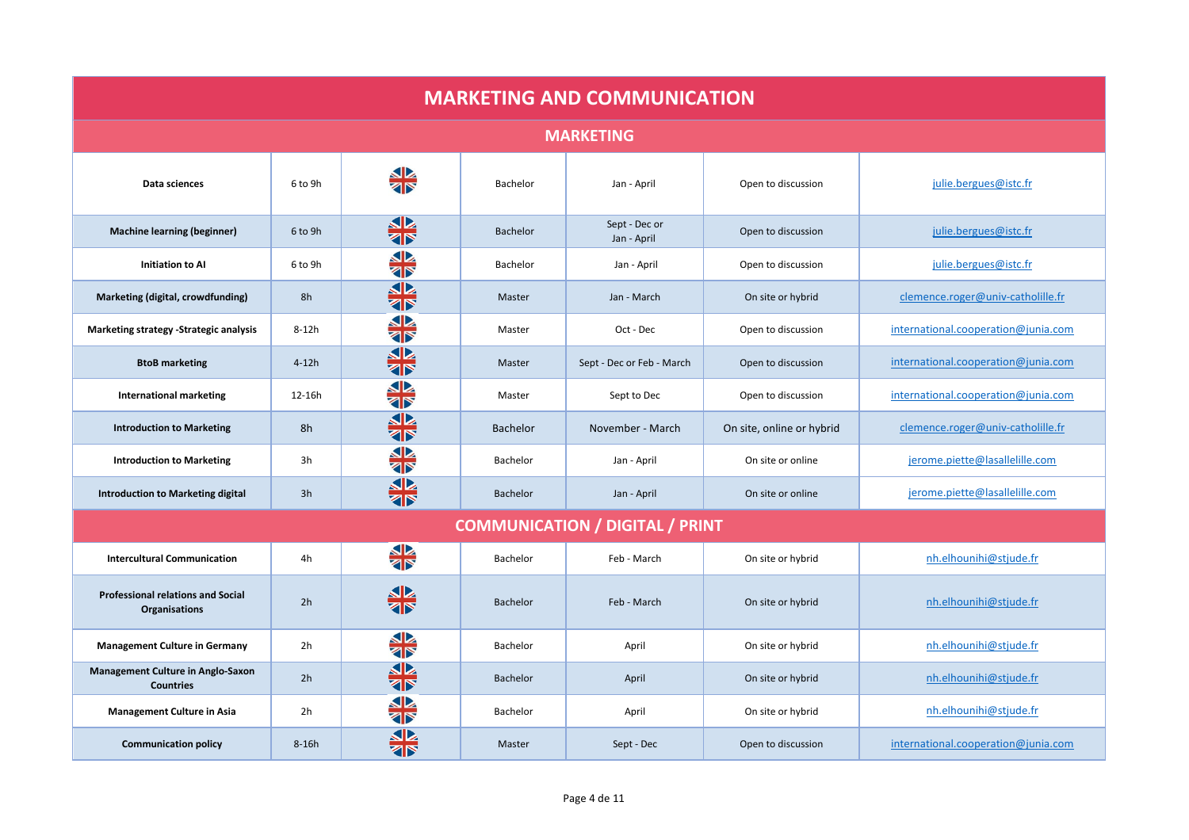# MARKETING AND COMMUNICATION

## MARKETING

| Course | Hours | Language | Level | Period | Format | Contact |
|---|---|---|---|---|---|---|
| **Data sciences** | 6 to 9h | English | Bachelor | Jan - April | Open to discussion | julie.bergues@istc.fr |
| **Machine learning (beginner)** | 6 to 9h | English | Bachelor | Sept - Dec or Jan - April | Open to discussion | julie.bergues@istc.fr |
| **Initiation to AI** | 6 to 9h | English | Bachelor | Jan - April | Open to discussion | julie.bergues@istc.fr |
| **Marketing (digital, crowdfunding)** | 8h | English | Master | Jan - March | On site or hybrid | clemence.roger@univ-catholille.fr |
| **Marketing strategy -Strategic analysis** | 8-12h | English | Master | Oct - Dec | Open to discussion | international.cooperation@junia.com |
| **BtoB marketing** | 4-12h | English | Master | Sept - Dec or Feb - March | Open to discussion | international.cooperation@junia.com |
| **International marketing** | 12-16h | English | Master | Sept to Dec | Open to discussion | international.cooperation@junia.com |
| **Introduction to Marketing** | 8h | English | Bachelor | November - March | On site, online or hybrid | clemence.roger@univ-catholille.fr |
| **Introduction to Marketing** | 3h | English | Bachelor | Jan - April | On site or online | jerome.piette@lasallelille.com |
| **Introduction to Marketing digital** | 3h | English | Bachelor | Jan - April | On site or online | jerome.piette@lasallelille.com |

## COMMUNICATION / DIGITAL / PRINT

| Course | Hours | Language | Level | Period | Format | Contact |
|---|---|---|---|---|---|---|
| **Intercultural Communication** | 4h | English | Bachelor | Feb - March | On site or hybrid | nh.elhounihi@stjude.fr |
| **Professional relations and Social Organisations** | 2h | English | Bachelor | Feb - March | On site or hybrid | nh.elhounihi@stjude.fr |
| **Management Culture in Germany** | 2h | English | Bachelor | April | On site or hybrid | nh.elhounihi@stjude.fr |
| **Management Culture in Anglo-Saxon Countries** | 2h | English | Bachelor | April | On site or hybrid | nh.elhounihi@stjude.fr |
| **Management Culture in Asia** | 2h | English | Bachelor | April | On site or hybrid | nh.elhounihi@stjude.fr |
| **Communication policy** | 8-16h | English | Master | Sept - Dec | Open to discussion | international.cooperation@junia.com |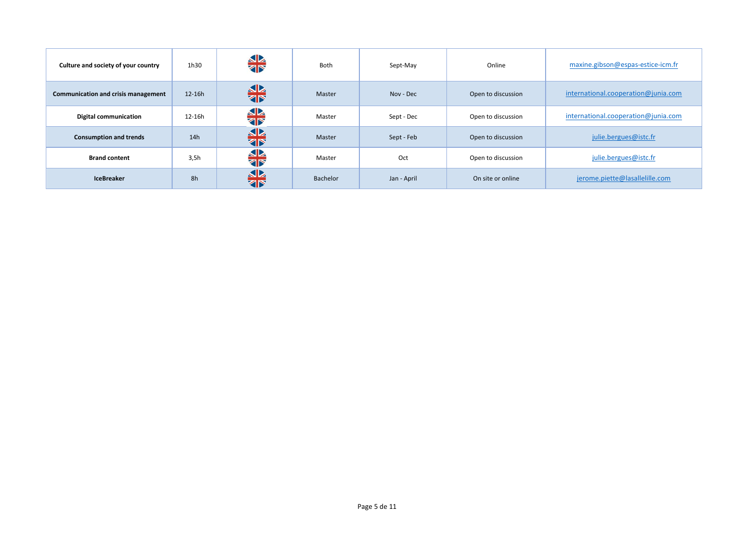| | | | | | | |
|---|---|---|---|---|---|---|
| **Culture and society of your country** | 1h30 | 🇬🇧 | Both | Sept-May | Online | maxine.gibson@espas-estice-icm.fr |
| **Communication and crisis management** | 12-16h | 🇬🇧 | Master | Nov - Dec | Open to discussion | international.cooperation@junia.com |
| **Digital communication** | 12-16h | 🇬🇧 | Master | Sept - Dec | Open to discussion | international.cooperation@junia.com |
| **Consumption and trends** | 14h | 🇬🇧 | Master | Sept - Feb | Open to discussion | julie.bergues@istc.fr |
| **Brand content** | 3,5h | 🇬🇧 | Master | Oct | Open to discussion | julie.bergues@istc.fr |
| **IceBreaker** | 8h | 🇬🇧 | Bachelor | Jan - April | On site or online | jerome.piette@lasallelille.com |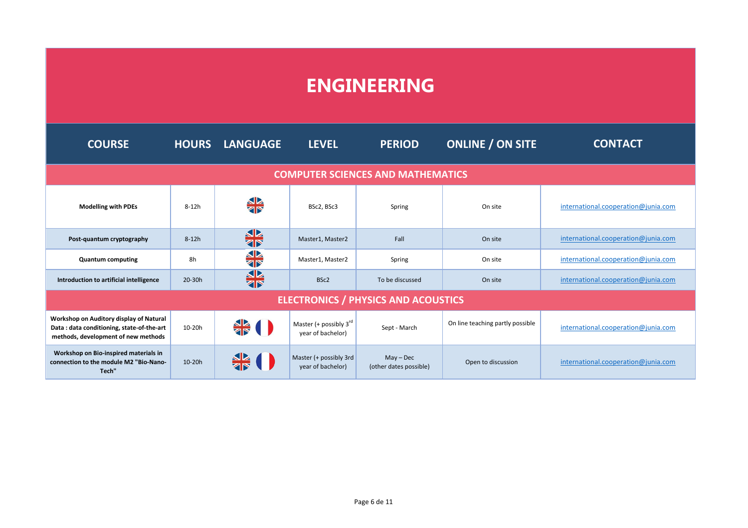# ENGINEERING

| COURSE | HOURS | LANGUAGE | LEVEL | PERIOD | ONLINE / ON SITE | CONTACT |
|---|---|---|---|---|---|---|
| **COMPUTER SCIENCES AND MATHEMATICS** | | | | | | |
| **Modelling with PDEs** | 8-12h | English | BSc2, BSc3 | Spring | On site | international.cooperation@junia.com |
| **Post-quantum cryptography** | 8-12h | English | Master1, Master2 | Fall | On site | international.cooperation@junia.com |
| **Quantum computing** | 8h | English | Master1, Master2 | Spring | On site | international.cooperation@junia.com |
| **Introduction to artificial intelligence** | 20-30h | English | BSc2 | To be discussed | On site | international.cooperation@junia.com |
| **ELECTRONICS / PHYSICS AND ACOUSTICS** | | | | | | |
| **Workshop on Auditory display of Natural Data : data conditioning, state-of-the-art methods, development of new methods** | 10-20h | English, French | Master (+ possibly 3rd year of bachelor) | Sept - March | On line teaching partly possible | international.cooperation@junia.com |
| **Workshop on Bio-inspired materials in connection to the module M2 "Bio-Nano-Tech"** | 10-20h | English, French | Master (+ possibly 3rd year of bachelor) | May – Dec (other dates possible) | Open to discussion | international.cooperation@junia.com |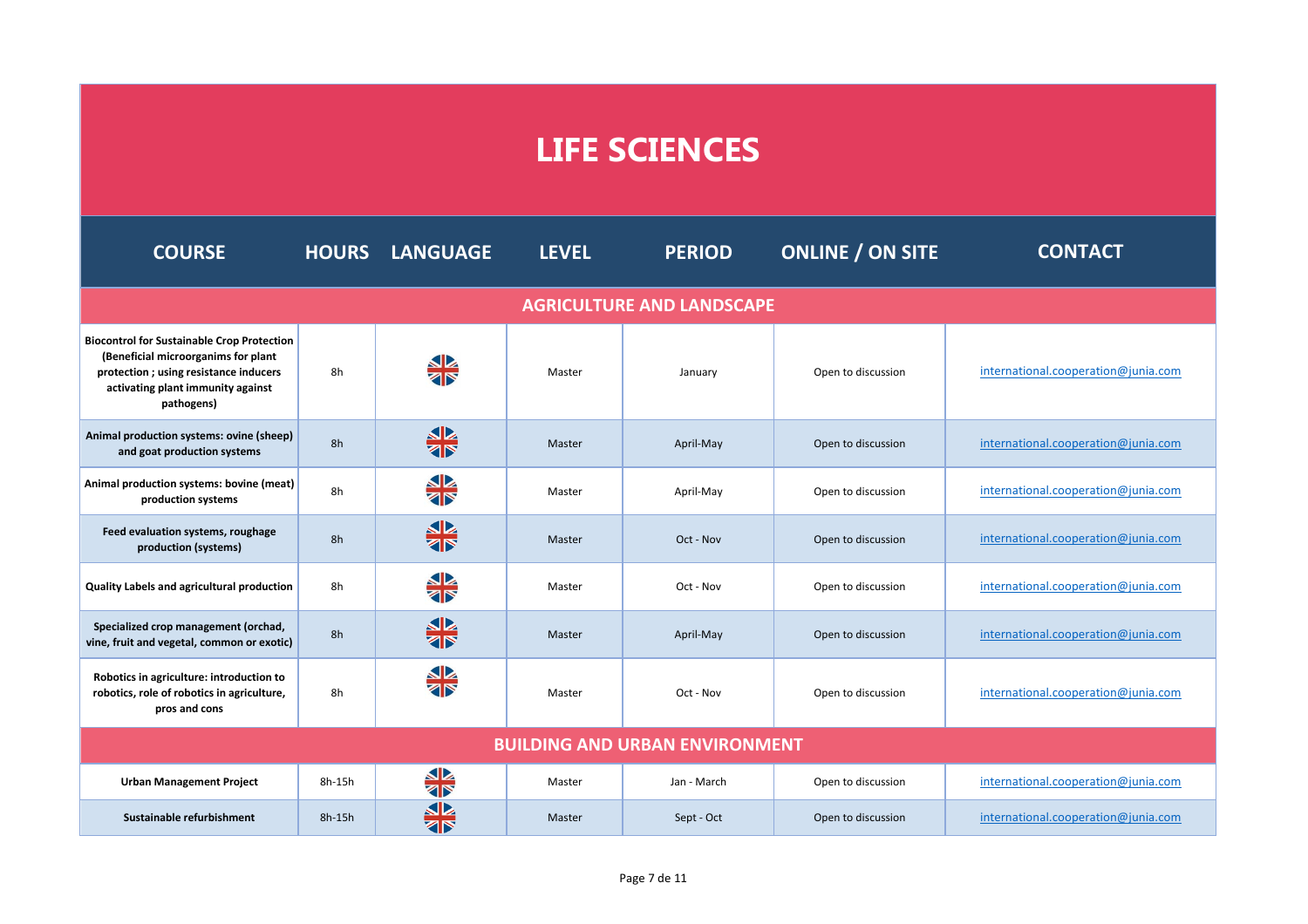# LIFE SCIENCES

| COURSE | HOURS | LANGUAGE | LEVEL | PERIOD | ONLINE / ON SITE | CONTACT |
|---|---|---|---|---|---|---|
| **AGRICULTURE AND LANDSCAPE** | | | | | | |
| **Biocontrol for Sustainable Crop Protection (Beneficial microorganims for plant protection ; using resistance inducers activating plant immunity against pathogens)** | 8h | English | Master | January | Open to discussion | international.cooperation@junia.com |
| **Animal production systems: ovine (sheep) and goat production systems** | 8h | English | Master | April-May | Open to discussion | international.cooperation@junia.com |
| **Animal production systems: bovine (meat) production systems** | 8h | English | Master | April-May | Open to discussion | international.cooperation@junia.com |
| **Feed evaluation systems, roughage production (systems)** | 8h | English | Master | Oct - Nov | Open to discussion | international.cooperation@junia.com |
| **Quality Labels and agricultural production** | 8h | English | Master | Oct - Nov | Open to discussion | international.cooperation@junia.com |
| **Specialized crop management (orchad, vine, fruit and vegetal, common or exotic)** | 8h | English | Master | April-May | Open to discussion | international.cooperation@junia.com |
| **Robotics in agriculture: introduction to robotics, role of robotics in agriculture, pros and cons** | 8h | English | Master | Oct - Nov | Open to discussion | international.cooperation@junia.com |
| **BUILDING AND URBAN ENVIRONMENT** | | | | | | |
| **Urban Management Project** | 8h-15h | English | Master | Jan - March | Open to discussion | international.cooperation@junia.com |
| **Sustainable refurbishment** | 8h-15h | English | Master | Sept - Oct | Open to discussion | international.cooperation@junia.com |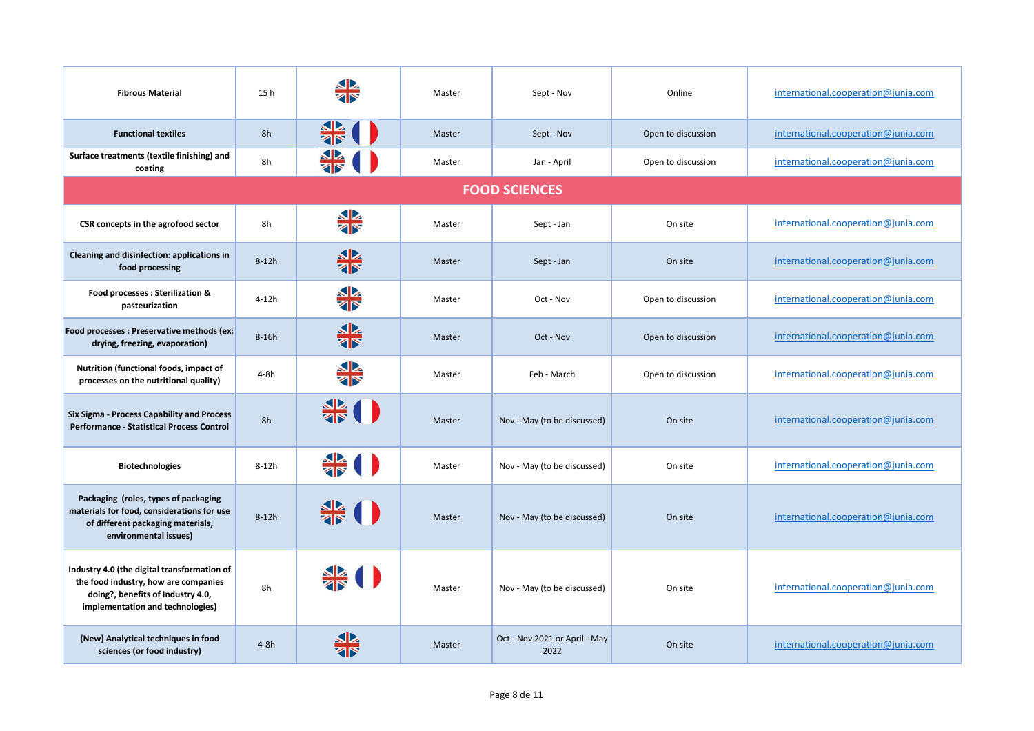| | | | | | | |
|---|---|---|---|---|---|---|
| **Fibrous Material** | 15 h | EN | Master | Sept - Nov | Online | international.cooperation@junia.com |
| **Functional textiles** | 8h | EN, FR | Master | Sept - Nov | Open to discussion | international.cooperation@junia.com |
| **Surface treatments (textile finishing) and coating** | 8h | EN, FR | Master | Jan - April | Open to discussion | international.cooperation@junia.com |
| **FOOD SCIENCES** | | | | | | |
| **CSR concepts in the agrofood sector** | 8h | EN | Master | Sept - Jan | On site | international.cooperation@junia.com |
| **Cleaning and disinfection: applications in food processing** | 8-12h | EN | Master | Sept - Jan | On site | international.cooperation@junia.com |
| **Food processes : Sterilization & pasteurization** | 4-12h | EN | Master | Oct - Nov | Open to discussion | international.cooperation@junia.com |
| **Food processes : Preservative methods (ex: drying, freezing, evaporation)** | 8-16h | EN | Master | Oct - Nov | Open to discussion | international.cooperation@junia.com |
| **Nutrition (functional foods, impact of processes on the nutritional quality)** | 4-8h | EN | Master | Feb - March | Open to discussion | international.cooperation@junia.com |
| **Six Sigma - Process Capability and Process Performance - Statistical Process Control** | 8h | EN, FR | Master | Nov - May (to be discussed) | On site | international.cooperation@junia.com |
| **Biotechnologies** | 8-12h | EN, FR | Master | Nov - May (to be discussed) | On site | international.cooperation@junia.com |
| **Packaging (roles, types of packaging materials for food, considerations for use of different packaging materials, environmental issues)** | 8-12h | EN, FR | Master | Nov - May (to be discussed) | On site | international.cooperation@junia.com |
| **Industry 4.0 (the digital transformation of the food industry, how are companies doing?, benefits of Industry 4.0, implementation and technologies)** | 8h | EN, FR | Master | Nov - May (to be discussed) | On site | international.cooperation@junia.com |
| **(New) Analytical techniques in food sciences (or food industry)** | 4-8h | EN | Master | Oct - Nov 2021 or April - May 2022 | On site | international.cooperation@junia.com |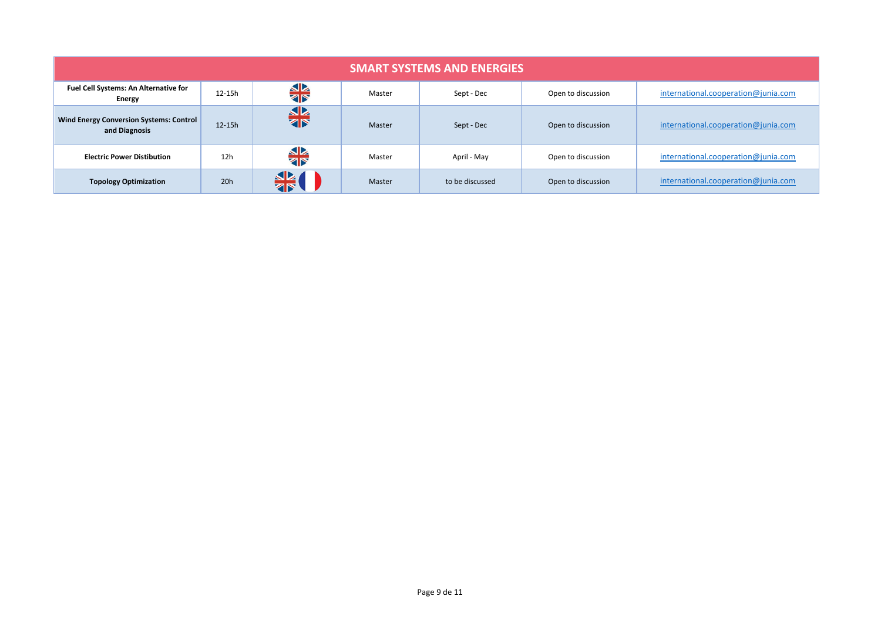| SMART SYSTEMS AND ENERGIES | | | | | | |
|---|---|---|---|---|---|---|
| **Fuel Cell Systems: An Alternative for Energy** | 12-15h | English | Master | Sept - Dec | Open to discussion | international.cooperation@junia.com |
| **Wind Energy Conversion Systems: Control and Diagnosis** | 12-15h | English | Master | Sept - Dec | Open to discussion | international.cooperation@junia.com |
| **Electric Power Distibution** | 12h | English | Master | April - May | Open to discussion | international.cooperation@junia.com |
| **Topology Optimization** | 20h | English / French | Master | to be discussed | Open to discussion | international.cooperation@junia.com |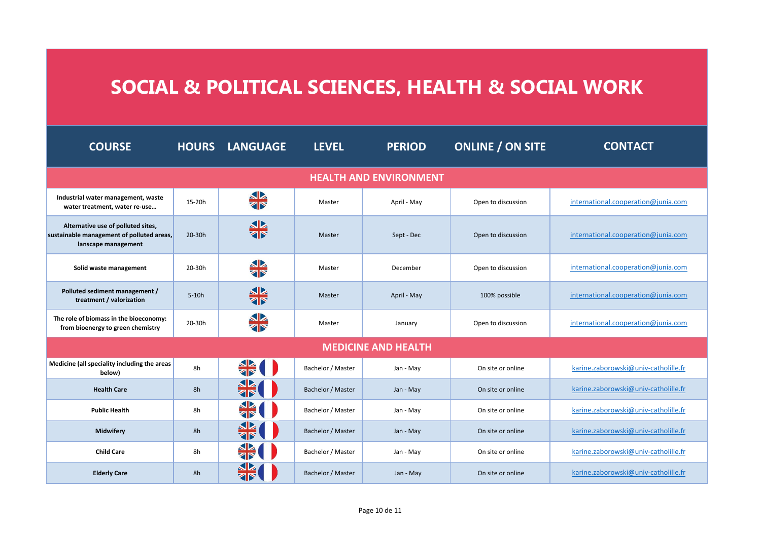# SOCIAL & POLITICAL SCIENCES, HEALTH & SOCIAL WORK

| COURSE | HOURS | LANGUAGE | LEVEL | PERIOD | ONLINE / ON SITE | CONTACT |
|---|---|---|---|---|---|---|
| **HEALTH AND ENVIRONMENT** | | | | | | |
| **Industrial water management, waste water treatment, water re-use…** | 15-20h | English | Master | April - May | Open to discussion | international.cooperation@junia.com |
| **Alternative use of polluted sites, sustainable management of polluted areas, lanscape management** | 20-30h | English | Master | Sept - Dec | Open to discussion | international.cooperation@junia.com |
| **Solid waste management** | 20-30h | English | Master | December | Open to discussion | international.cooperation@junia.com |
| **Polluted sediment management / treatment / valorization** | 5-10h | English | Master | April - May | 100% possible | international.cooperation@junia.com |
| **The role of biomass in the bioeconomy: from bioenergy to green chemistry** | 20-30h | English | Master | January | Open to discussion | international.cooperation@junia.com |
| **MEDICINE AND HEALTH** | | | | | | |
| **Medicine (all speciality including the areas below)** | 8h | English / French | Bachelor / Master | Jan - May | On site or online | karine.zaborowski@univ-catholille.fr |
| **Health Care** | 8h | English / French | Bachelor / Master | Jan - May | On site or online | karine.zaborowski@univ-catholille.fr |
| **Public Health** | 8h | English / French | Bachelor / Master | Jan - May | On site or online | karine.zaborowski@univ-catholille.fr |
| **Midwifery** | 8h | English / French | Bachelor / Master | Jan - May | On site or online | karine.zaborowski@univ-catholille.fr |
| **Child Care** | 8h | English / French | Bachelor / Master | Jan - May | On site or online | karine.zaborowski@univ-catholille.fr |
| **Elderly Care** | 8h | English / French | Bachelor / Master | Jan - May | On site or online | karine.zaborowski@univ-catholille.fr |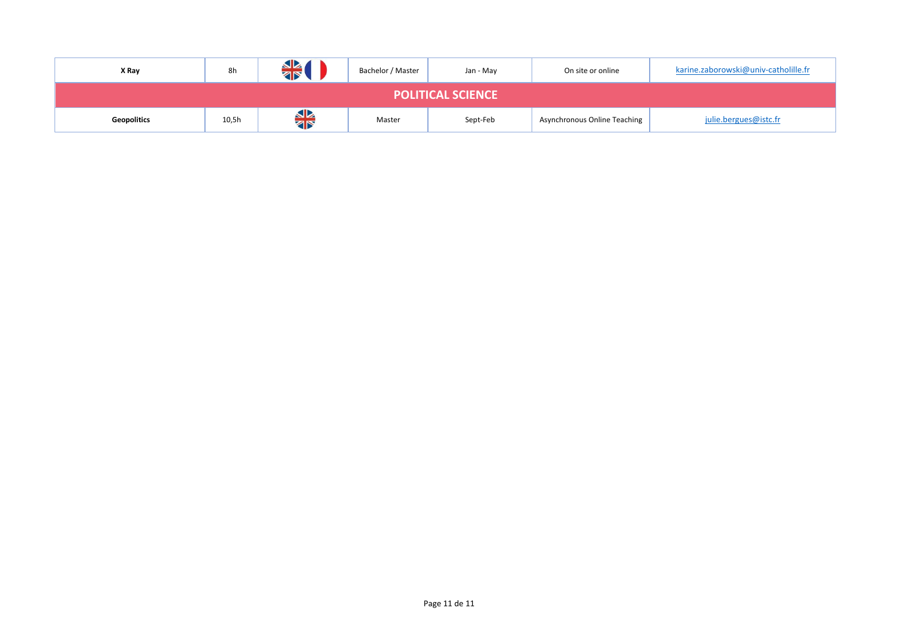| | | | | | | |
|---|---|---|---|---|---|---|
| **X Ray** | 8h | 🇬🇧 🇫🇷 | Bachelor / Master | Jan - May | On site or online | karine.zaborowski@univ-catholille.fr |
| **POLITICAL SCIENCE** | | | | | | |
| **Geopolitics** | 10,5h | 🇬🇧 | Master | Sept-Feb | Asynchronous Online Teaching | julie.bergues@istc.fr |